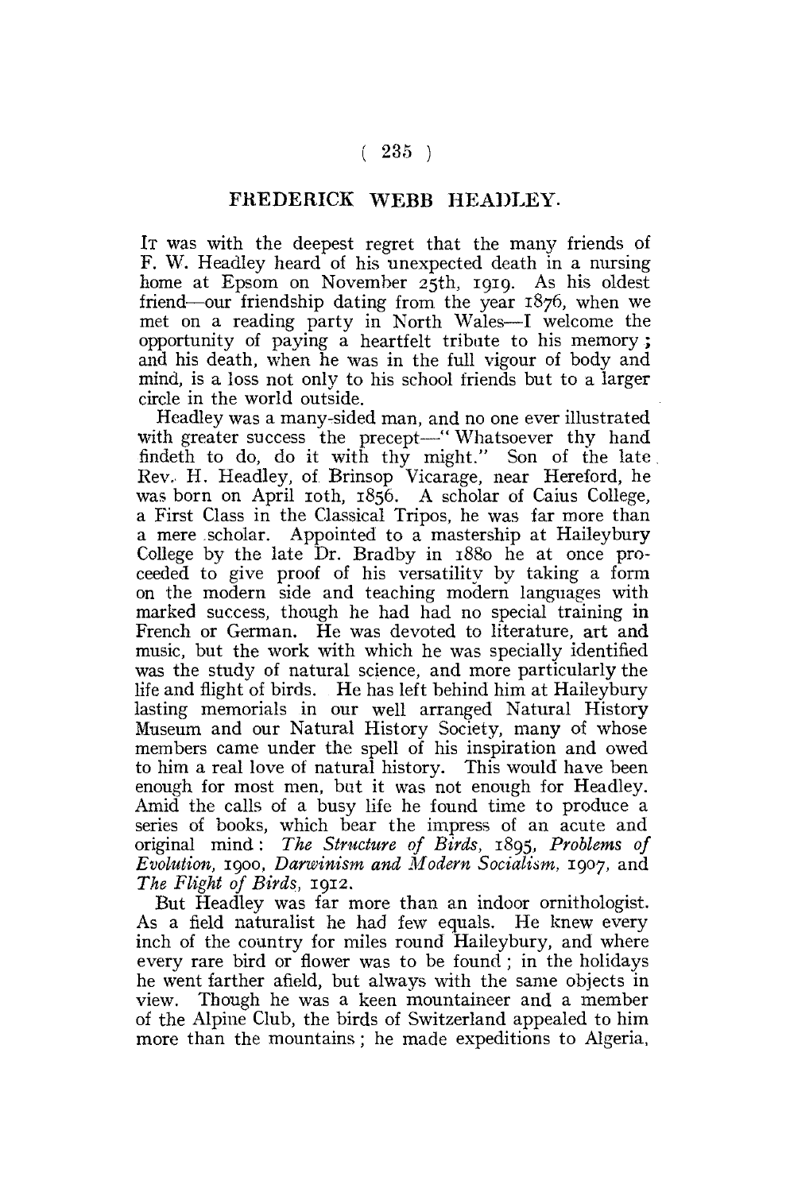# FREDERICK WEBB HEADLEY.

It was with the deepest regret that the many friends of F. W. Headley heard of his unexpected death in a nursing home at Epsom on November 25th, 1919. As his oldest friend—our friendship dating from the year 1876, when we met on a reading party in North Wales—I welcome the opportunity of paying a heartfelt tribute to his memory; and his death, when he was in the full vigour of body and mind, is a loss not only to his school friends but to a larger circle in the world outside.

Headley was a many-sided man, and no one ever illustrated with greater success the precept—"Whatsoever thy hand findeth to do, do it with thy might." Son of the late Rev. H. Headley, of Brinsop Vicarage, near Hereford, he was born on April 10th, 1856. A scholar of Caius College, a First Class in the Classical Tripos, he was far more than a mere scholar. Appointed to a mastership at Haileybury College by the late Dr. Bradby in 1880 he at once proceeded to give proof of his versatility by taking a form on the modern side and teaching modern languages with marked success, though he had had no special training in French or German. He was devoted to literature, art and music, but the work with which he was specially identified was the study of natural science, and more particularly the life and flight of birds. He has left behind him at Haileybury lasting memorials in our well arranged Natural History Museum and our Natural History Society, many of whose members came under the spell of his inspiration and owed to him a real love of natural history. This would have been enough for most men, but it was not enough for Headley. Amid the calls of a busy life he found time to produce a series of books, which bear the impress of an acute and original mind: *The Structure of Birds*, 1895, *Problems of Evolution*, 1900, *Darwinism and Modern Socialism*, 1907, and *The Flight of Birds*, 1912.

But Headley was far more than an indoor ornithologist. As a field naturalist he had few equals. He knew every inch of the country for miles round Haileybury, and where every rare bird or flower was to be found; in the holidays he went farther afield, but always with the same objects in view. Though he was a keen mountaineer and a member of the Alpine Club, the birds of Switzerland appealed to him more than the mountains; he made expeditions to Algeria,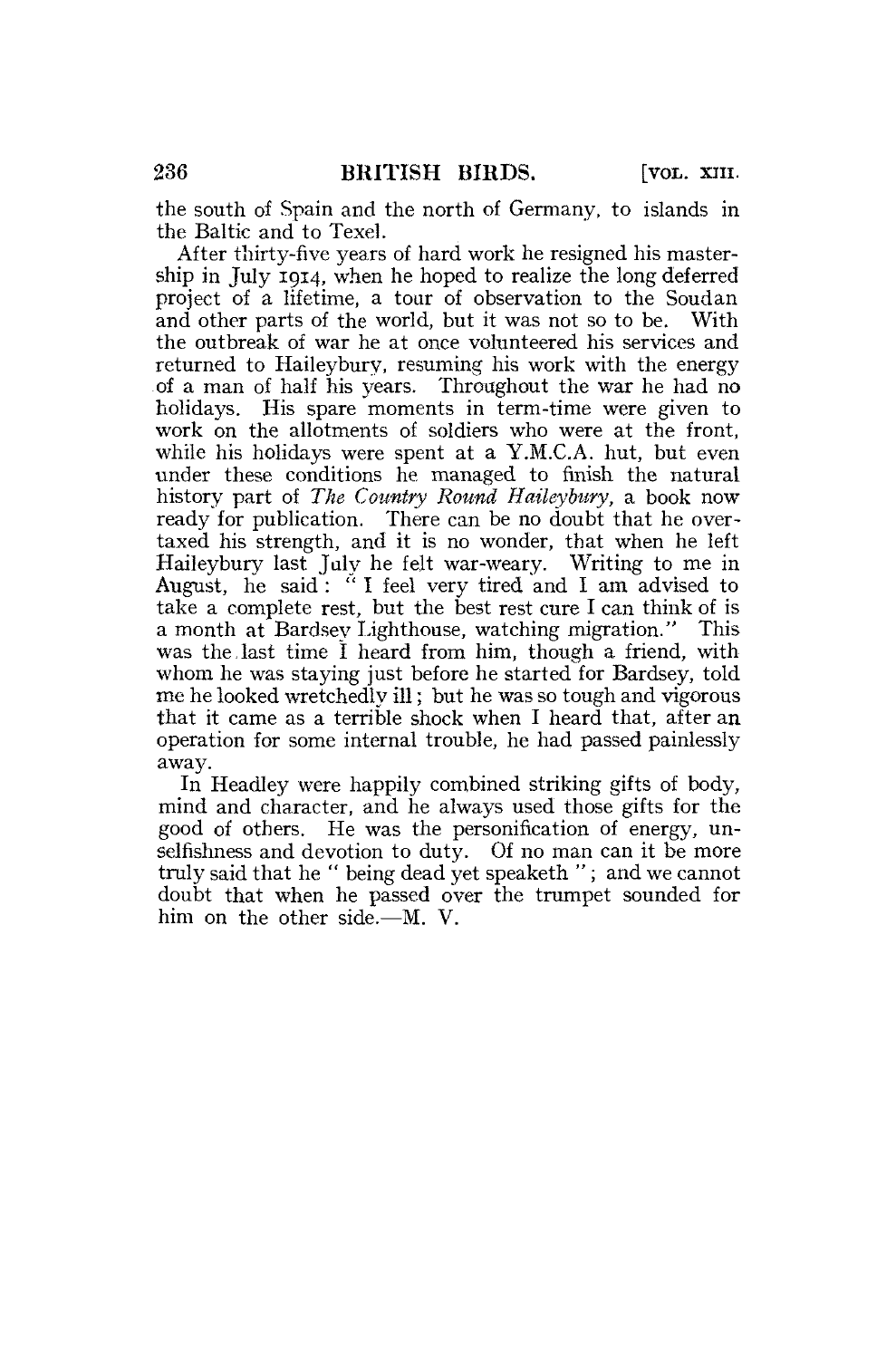the south of Spain and the north of Germany, to islands in the Baltic and to Texel.

After thirty-five years of hard work he resigned his mastership in July 1914, when he hoped to realize the long deferred project of a lifetime, a tour of observation to the Soudan and other parts of the world, but it was not so to be. With the outbreak of war he at once volunteered his services and returned to Haileybury, resuming his work with the energy of a man of half his years. Throughout the war he had no holidays. His spare moments in term-time were given to work on the allotments of soldiers who were at the front, while his holidays were spent at a Y.M.C.A. hut, but even under these conditions he managed to finish the natural history part of *The Country Round Haileybury*, a book now ready for publication. There can be no doubt that he overtaxed his strength, and it is no wonder, that when he left Haileybury last July he felt war-weary. Writing to me in August, he said: "I feel very tired and I am advised to take a complete rest, but the best rest cure I can think of is a month at Bardsey Lighthouse, watching migration." This was the last time I heard from him, though a friend, with whom he was staying just before he started for Bardsey, told me he looked wretchedly ill; but he was so tough and vigorous that it came as a terrible shock when I heard that, after an operation for some internal trouble, he had passed painlessly away.

In Headley were happily combined striking gifts of body, mind and character, and he always used those gifts for the good of others. He was the personification of energy, unselfishness and devotion to duty. Of no man can it be more truly said that he "being dead yet speaketh"; and we cannot doubt that when he passed over the trumpet sounded for him on the other side.—M. V.